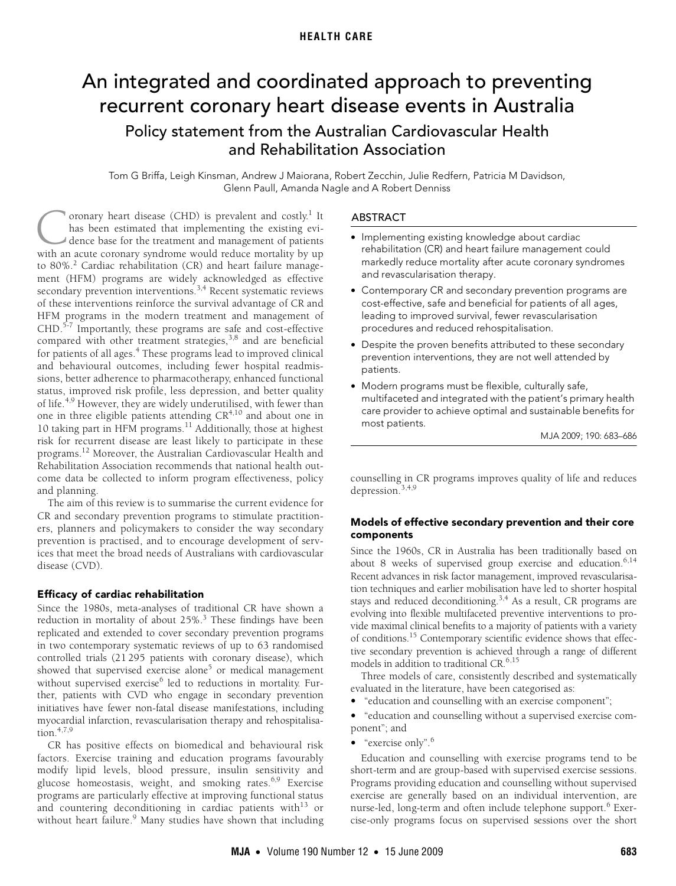HEALTH CARE

# An integrated and coordinated approach to preventing recurrent coronary heart disease events in Australia

## Policy statement from the Australian Cardiovascular Health and Rehabilitation Association

Tom G Briffa, Leigh Kinsman, Andrew J Maiorana, Robert Zecchin, Julie Redfern, Patricia M Davidson, Glenn Paull, Amanda Nagle and A Robert Denniss

### ABSTRACT

- Implementing existing knowledge about cardiac rehabilitation (CR) and heart failure management could markedly reduce mortality after acute coronary syndromes and revascularisation therapy.
- Contemporary CR and secondary prevention programs are cost-effective, safe and beneficial for patients of all ages, leading to improved survival, fewer revascularisation procedures and reduced rehospitalisation.
- Despite the proven benefits attributed to these secondary prevention interventions, they are not well attended by patients.
- Modern programs must be flexible, culturally safe, multifaceted and integrated with the patient's primary health care provider to achieve optimal and sustainable benefits for most patients.

MJA 2009; 190: 683–686

Coronary heart disease (CHD) is prevalent and costly.[1] It has been estimated that implementing the existing evidence base for the treatment and management of patients with an acute coronary syndrome would reduce mortality by up to 80%.[2] Cardiac rehabilitation (CR) and heart failure management (HFM) programs are widely acknowledged as effective secondary prevention interventions.[3,4] Recent systematic reviews of these interventions reinforce the survival advantage of CR and HFM programs in the modern treatment and management of CHD.[5-7] Importantly, these programs are safe and cost-effective compared with other treatment strategies,[3,8] and are beneficial for patients of all ages.[4] These programs lead to improved clinical and behavioural outcomes, including fewer hospital readmissions, better adherence to pharmacotherapy, enhanced functional status, improved risk profile, less depression, and better quality of life.[4,9] However, they are widely underutilised, with fewer than one in three eligible patients attending CR[4,10] and about one in 10 taking part in HFM programs.[11] Additionally, those at highest risk for recurrent disease are least likely to participate in these programs.[12] Moreover, the Australian Cardiovascular Health and Rehabilitation Association recommends that national health outcome data be collected to inform program effectiveness, policy and planning.

The aim of this review is to summarise the current evidence for CR and secondary prevention programs to stimulate practitioners, planners and policymakers to consider the way secondary prevention is practised, and to encourage development of services that meet the broad needs of Australians with cardiovascular disease (CVD).

### Efficacy of cardiac rehabilitation

Since the 1980s, meta-analyses of traditional CR have shown a reduction in mortality of about 25%.[3] These findings have been replicated and extended to cover secondary prevention programs in two contemporary systematic reviews of up to 63 randomised controlled trials (21 295 patients with coronary disease), which showed that supervised exercise alone[5] or medical management without supervised exercise[6] led to reductions in mortality. Further, patients with CVD who engage in secondary prevention initiatives have fewer non-fatal disease manifestations, including myocardial infarction, revascularisation therapy and rehospitalisation.[4,7,9]

CR has positive effects on biomedical and behavioural risk factors. Exercise training and education programs favourably modify lipid levels, blood pressure, insulin sensitivity and glucose homeostasis, weight, and smoking rates.[6,9] Exercise programs are particularly effective at improving functional status and countering deconditioning in cardiac patients with[13] or without heart failure.[9] Many studies have shown that including counselling in CR programs improves quality of life and reduces depression.[3,4,9]

### Models of effective secondary prevention and their core components

Since the 1960s, CR in Australia has been traditionally based on about 8 weeks of supervised group exercise and education.[6,14] Recent advances in risk factor management, improved revascularisation techniques and earlier mobilisation have led to shorter hospital stays and reduced deconditioning.[3,4] As a result, CR programs are evolving into flexible multifaceted preventive interventions to provide maximal clinical benefits to a majority of patients with a variety of conditions.[15] Contemporary scientific evidence shows that effective secondary prevention is achieved through a range of different models in addition to traditional CR.[6,15]

Three models of care, consistently described and systematically evaluated in the literature, have been categorised as:

- "education and counselling with an exercise component";
- "education and counselling without a supervised exercise component"; and
- "exercise only".[6]

Education and counselling with exercise programs tend to be short-term and are group-based with supervised exercise sessions. Programs providing education and counselling without supervised exercise are generally based on an individual intervention, are nurse-led, long-term and often include telephone support.[6] Exercise-only programs focus on supervised sessions over the short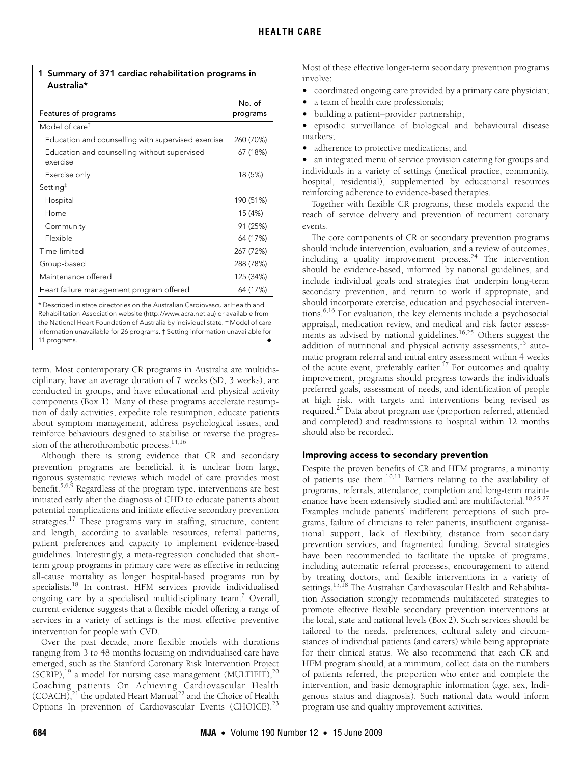**1 Summary of 371 cardiac rehabilitation programs in Australia***

| Features of programs | No. of programs |
|---|---|
| Model of care† | |
| Education and counselling with supervised exercise | 260 (70%) |
| Education and counselling without supervised exercise | 67 (18%) |
| Exercise only | 18 (5%) |
| Setting‡ | |
| Hospital | 190 (51%) |
| Home | 15 (4%) |
| Community | 91 (25%) |
| Flexible | 64 (17%) |
| Time-limited | 267 (72%) |
| Group-based | 288 (78%) |
| Maintenance offered | 125 (34%) |
| Heart failure management program offered | 64 (17%) |

\* Described in state directories on the Australian Cardiovascular Health and Rehabilitation Association website (http://www.acra.net.au) or available from the National Heart Foundation of Australia by individual state. † Model of care information unavailable for 26 programs. ‡ Setting information unavailable for 11 programs.

term. Most contemporary CR programs in Australia are multidisciplinary, have an average duration of 7 weeks (SD, 3 weeks), are conducted in groups, and have educational and physical activity components (Box 1). Many of these programs accelerate resumption of daily activities, expedite role resumption, educate patients about symptom management, address psychological issues, and reinforce behaviours designed to stabilise or reverse the progression of the atherothrombotic process.[14,16]

Although there is strong evidence that CR and secondary prevention programs are beneficial, it is unclear from large, rigorous systematic reviews which model of care provides most benefit.[5,6,9] Regardless of the program type, interventions are best initiated early after the diagnosis of CHD to educate patients about potential complications and initiate effective secondary prevention strategies.[17] These programs vary in staffing, structure, content and length, according to available resources, referral patterns, patient preferences and capacity to implement evidence-based guidelines. Interestingly, a meta-regression concluded that short-term group programs in primary care were as effective in reducing all-cause mortality as longer hospital-based programs run by specialists.[18] In contrast, HFM services provide individualised ongoing care by a specialised multidisciplinary team.[7] Overall, current evidence suggests that a flexible model offering a range of services in a variety of settings is the most effective preventive intervention for people with CVD.

Over the past decade, more flexible models with durations ranging from 3 to 48 months focusing on individualised care have emerged, such as the Stanford Coronary Risk Intervention Project (SCRIP),[19] a model for nursing case management (MULTIFIT),[20] Coaching patients On Achieving Cardiovascular Health (COACH),[21] the updated Heart Manual[22] and the Choice of Health Options In prevention of Cardiovascular Events (CHOICE).[23] Most of these effective longer-term secondary prevention programs involve:

- coordinated ongoing care provided by a primary care physician;
- a team of health care professionals;
- building a patient–provider partnership;
- episodic surveillance of biological and behavioural disease markers;
- adherence to protective medications; and
- an integrated menu of service provision catering for groups and individuals in a variety of settings (medical practice, community, hospital, residential), supplemented by educational resources reinforcing adherence to evidence-based therapies.

Together with flexible CR programs, these models expand the reach of service delivery and prevention of recurrent coronary events.

The core components of CR or secondary prevention programs should include intervention, evaluation, and a review of outcomes, including a quality improvement process.[24] The intervention should be evidence-based, informed by national guidelines, and include individual goals and strategies that underpin long-term secondary prevention, and return to work if appropriate, and should incorporate exercise, education and psychosocial interventions.[6,16] For evaluation, the key elements include a psychosocial appraisal, medication review, and medical and risk factor assessments as advised by national guidelines.[16,25] Others suggest the addition of nutritional and physical activity assessments,[15] automatic program referral and initial entry assessment within 4 weeks of the acute event, preferably earlier.[17] For outcomes and quality improvement, programs should progress towards the individual's preferred goals, assessment of needs, and identification of people at high risk, with targets and interventions being revised as required.[24] Data about program use (proportion referred, attended and completed) and readmissions to hospital within 12 months should also be recorded.

### Improving access to secondary prevention

Despite the proven benefits of CR and HFM programs, a minority of patients use them.[10,11] Barriers relating to the availability of programs, referrals, attendance, completion and long-term maintenance have been extensively studied and are multifactorial.[10,25-27] Examples include patients' indifferent perceptions of such programs, failure of clinicians to refer patients, insufficient organisational support, lack of flexibility, distance from secondary prevention services, and fragmented funding. Several strategies have been recommended to facilitate the uptake of programs, including automatic referral processes, encouragement to attend by treating doctors, and flexible interventions in a variety of settings.[15,18] The Australian Cardiovascular Health and Rehabilitation Association strongly recommends multifaceted strategies to promote effective flexible secondary prevention interventions at the local, state and national levels (Box 2). Such services should be tailored to the needs, preferences, cultural safety and circumstances of individual patients (and carers) while being appropriate for their clinical status. We also recommend that each CR and HFM program should, at a minimum, collect data on the numbers of patients referred, the proportion who enter and complete the intervention, and basic demographic information (age, sex, Indigenous status and diagnosis). Such national data would inform program use and quality improvement activities.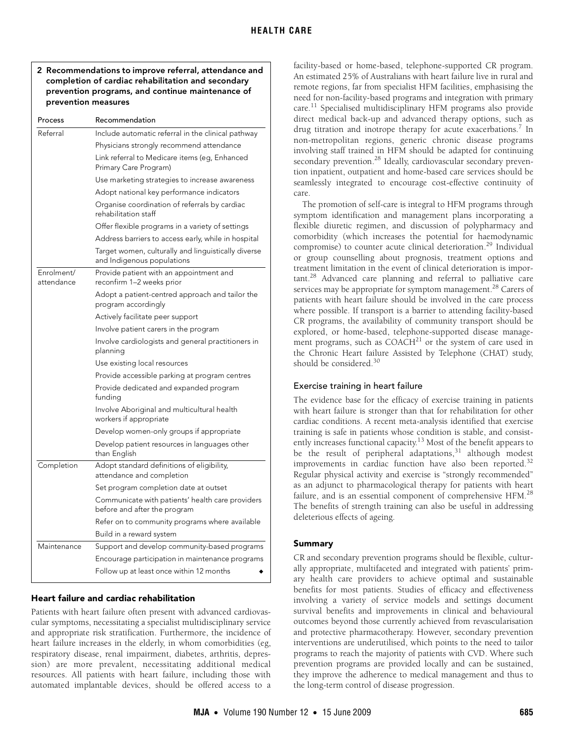**2 Recommendations to improve referral, attendance and completion of cardiac rehabilitation and secondary prevention programs, and continue maintenance of prevention measures**

| Process | Recommendation |
|---|---|
| Referral | Include automatic referral in the clinical pathway |
| | Physicians strongly recommend attendance |
| | Link referral to Medicare items (eg, Enhanced Primary Care Program) |
| | Use marketing strategies to increase awareness |
| | Adopt national key performance indicators |
| | Organise coordination of referrals by cardiac rehabilitation staff |
| | Offer flexible programs in a variety of settings |
| | Address barriers to access early, while in hospital |
| | Target women, culturally and linguistically diverse and Indigenous populations |
| Enrolment/ attendance | Provide patient with an appointment and reconfirm 1–2 weeks prior |
| | Adopt a patient-centred approach and tailor the program accordingly |
| | Actively facilitate peer support |
| | Involve patient carers in the program |
| | Involve cardiologists and general practitioners in planning |
| | Use existing local resources |
| | Provide accessible parking at program centres |
| | Provide dedicated and expanded program funding |
| | Involve Aboriginal and multicultural health workers if appropriate |
| | Develop women-only groups if appropriate |
| | Develop patient resources in languages other than English |
| Completion | Adopt standard definitions of eligibility, attendance and completion |
| | Set program completion date at outset |
| | Communicate with patients' health care providers before and after the program |
| | Refer on to community programs where available |
| | Build in a reward system |
| Maintenance | Support and develop community-based programs |
| | Encourage participation in maintenance programs |
| | Follow up at least once within 12 months |

## Heart failure and cardiac rehabilitation

Patients with heart failure often present with advanced cardiovascular symptoms, necessitating a specialist multidisciplinary service and appropriate risk stratification. Furthermore, the incidence of heart failure increases in the elderly, in whom comorbidities (eg, respiratory disease, renal impairment, diabetes, arthritis, depression) are more prevalent, necessitating additional medical resources. All patients with heart failure, including those with automated implantable devices, should be offered access to a facility-based or home-based, telephone-supported CR program. An estimated 25% of Australians with heart failure live in rural and remote regions, far from specialist HFM facilities, emphasising the need for non-facility-based programs and integration with primary care.[11] Specialised multidisciplinary HFM programs also provide direct medical back-up and advanced therapy options, such as drug titration and inotrope therapy for acute exacerbations.[7] In non-metropolitan regions, generic chronic disease programs involving staff trained in HFM should be adapted for continuing secondary prevention.[28] Ideally, cardiovascular secondary prevention inpatient, outpatient and home-based care services should be seamlessly integrated to encourage cost-effective continuity of care.

The promotion of self-care is integral to HFM programs through symptom identification and management plans incorporating a flexible diuretic regimen, and discussion of polypharmacy and comorbidity (which increases the potential for haemodynamic compromise) to counter acute clinical deterioration.[29] Individual or group counselling about prognosis, treatment options and treatment limitation in the event of clinical deterioration is important.[28] Advanced care planning and referral to palliative care services may be appropriate for symptom management.[28] Carers of patients with heart failure should be involved in the care process where possible. If transport is a barrier to attending facility-based CR programs, the availability of community transport should be explored, or home-based, telephone-supported disease management programs, such as COACH[21] or the system of care used in the Chronic Heart failure Assisted by Telephone (CHAT) study, should be considered.[30]

### Exercise training in heart failure

The evidence base for the efficacy of exercise training in patients with heart failure is stronger than that for rehabilitation for other cardiac conditions. A recent meta-analysis identified that exercise training is safe in patients whose condition is stable, and consistently increases functional capacity.[13] Most of the benefit appears to be the result of peripheral adaptations,[31] although modest improvements in cardiac function have also been reported.[32] Regular physical activity and exercise is "strongly recommended" as an adjunct to pharmacological therapy for patients with heart failure, and is an essential component of comprehensive HFM.[28] The benefits of strength training can also be useful in addressing deleterious effects of ageing.

## Summary

CR and secondary prevention programs should be flexible, culturally appropriate, multifaceted and integrated with patients' primary health care providers to achieve optimal and sustainable benefits for most patients. Studies of efficacy and effectiveness involving a variety of service models and settings document survival benefits and improvements in clinical and behavioural outcomes beyond those currently achieved from revascularisation and protective pharmacotherapy. However, secondary prevention interventions are underutilised, which points to the need to tailor programs to reach the majority of patients with CVD. Where such prevention programs are provided locally and can be sustained, they improve the adherence to medical management and thus to the long-term control of disease progression.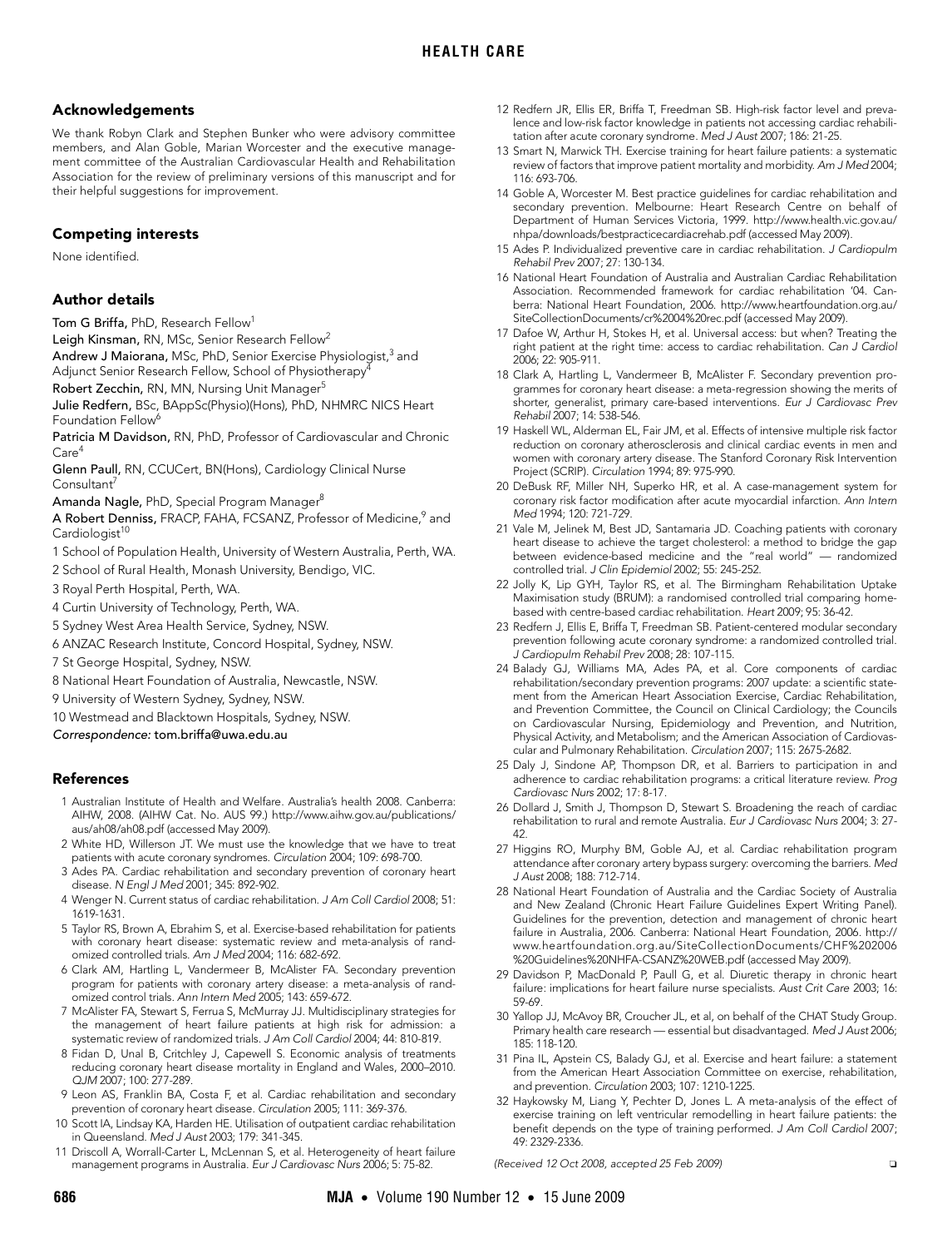## Acknowledgements

We thank Robyn Clark and Stephen Bunker who were advisory committee members, and Alan Goble, Marian Worcester and the executive management committee of the Australian Cardiovascular Health and Rehabilitation Association for the review of preliminary versions of this manuscript and for their helpful suggestions for improvement.

## Competing interests

None identified.

## Author details

**Tom G Briffa**, PhD, Research Fellow[1]
**Leigh Kinsman**, RN, MSc, Senior Research Fellow[2]
**Andrew J Maiorana**, MSc, PhD, Senior Exercise Physiologist,[3] and Adjunct Senior Research Fellow, School of Physiotherapy[4]
**Robert Zecchin**, RN, MN, Nursing Unit Manager[5]
**Julie Redfern**, BSc, BAppSc(Physio)(Hons), PhD, NHMRC NICS Heart Foundation Fellow[6]
**Patricia M Davidson**, RN, PhD, Professor of Cardiovascular and Chronic Care[4]
**Glenn Paull**, RN, CCUCert, BN(Hons), Cardiology Clinical Nurse Consultant[7]
**Amanda Nagle**, PhD, Special Program Manager[8]
**A Robert Denniss**, FRACP, FAHA, FCSANZ, Professor of Medicine,[9] and Cardiologist[10]

1 School of Population Health, University of Western Australia, Perth, WA.
2 School of Rural Health, Monash University, Bendigo, VIC.
3 Royal Perth Hospital, Perth, WA.
4 Curtin University of Technology, Perth, WA.
5 Sydney West Area Health Service, Sydney, NSW.
6 ANZAC Research Institute, Concord Hospital, Sydney, NSW.
7 St George Hospital, Sydney, NSW.
8 National Heart Foundation of Australia, Newcastle, NSW.
9 University of Western Sydney, Sydney, NSW.
10 Westmead and Blacktown Hospitals, Sydney, NSW.

*Correspondence:* tom.briffa@uwa.edu.au

## References

1 Australian Institute of Health and Welfare. Australia's health 2008. Canberra: AIHW, 2008. (AIHW Cat. No. AUS 99.) http://www.aihw.gov.au/publications/aus/ah08/ah08.pdf (accessed May 2009).
2 White HD, Willerson JT. We must use the knowledge that we have to treat patients with acute coronary syndromes. *Circulation* 2004; 109: 698-700.
3 Ades PA. Cardiac rehabilitation and secondary prevention of coronary heart disease. *N Engl J Med* 2001; 345: 892-902.
4 Wenger N. Current status of cardiac rehabilitation. *J Am Coll Cardiol* 2008; 51: 1619-1631.
5 Taylor RS, Brown A, Ebrahim S, et al. Exercise-based rehabilitation for patients with coronary heart disease: systematic review and meta-analysis of randomized controlled trials. *Am J Med* 2004; 116: 682-692.
6 Clark AM, Hartling L, Vandermeer B, McAlister FA. Secondary prevention program for patients with coronary artery disease: a meta-analysis of randomized control trials. *Ann Intern Med* 2005; 143: 659-672.
7 McAlister FA, Stewart S, Ferrua S, McMurray JJ. Multidisciplinary strategies for the management of heart failure patients at high risk for admission: a systematic review of randomized trials. *J Am Coll Cardiol* 2004; 44: 810-819.
8 Fidan D, Unal B, Critchley J, Capewell S. Economic analysis of treatments reducing coronary heart disease mortality in England and Wales, 2000–2010. *QJM* 2007; 100: 277-289.
9 Leon AS, Franklin BA, Costa F, et al. Cardiac rehabilitation and secondary prevention of coronary heart disease. *Circulation* 2005; 111: 369-376.
10 Scott IA, Lindsay KA, Harden HE. Utilisation of outpatient cardiac rehabilitation in Queensland. *Med J Aust* 2003; 179: 341-345.
11 Driscoll A, Worrall-Carter L, McLennan S, et al. Heterogeneity of heart failure management programs in Australia. *Eur J Cardiovasc Nurs* 2006; 5: 75-82.
12 Redfern JR, Ellis ER, Briffa T, Freedman SB. High-risk factor level and prevalence and low-risk factor knowledge in patients not accessing cardiac rehabilitation after acute coronary syndrome. *Med J Aust* 2007; 186: 21-25.
13 Smart N, Marwick TH. Exercise training for heart failure patients: a systematic review of factors that improve patient mortality and morbidity. *Am J Med* 2004; 116: 693-706.
14 Goble A, Worcester M. Best practice guidelines for cardiac rehabilitation and secondary prevention. Melbourne: Heart Research Centre on behalf of Department of Human Services Victoria, 1999. http://www.health.vic.gov.au/nhpa/downloads/bestpracticecardiacrehab.pdf (accessed May 2009).
15 Ades P. Individualized preventive care in cardiac rehabilitation. *J Cardiopulm Rehabil Prev* 2007; 27: 130-134.
16 National Heart Foundation of Australia and Australian Cardiac Rehabilitation Association. Recommended framework for cardiac rehabilitation '04. Canberra: National Heart Foundation, 2006. http://www.heartfoundation.org.au/SiteCollectionDocuments/cr%2004%20rec.pdf (accessed May 2009).
17 Dafoe W, Arthur H, Stokes H, et al. Universal access: but when? Treating the right patient at the right time: access to cardiac rehabilitation. *Can J Cardiol* 2006; 22: 905-911.
18 Clark A, Hartling L, Vandermeer B, McAlister F. Secondary prevention programmes for coronary heart disease: a meta-regression showing the merits of shorter, generalist, primary care-based interventions. *Eur J Cardiovasc Prev Rehabil* 2007; 14: 538-546.
19 Haskell WL, Alderman EL, Fair JM, et al. Effects of intensive multiple risk factor reduction on coronary atherosclerosis and clinical cardiac events in men and women with coronary artery disease. The Stanford Coronary Risk Intervention Project (SCRIP). *Circulation* 1994; 89: 975-990.
20 DeBusk RF, Miller NH, Superko HR, et al. A case-management system for coronary risk factor modification after acute myocardial infarction. *Ann Intern Med* 1994; 120: 721-729.
21 Vale M, Jelinek M, Best JD, Santamaria JD. Coaching patients with coronary heart disease to achieve the target cholesterol: a method to bridge the gap between evidence-based medicine and the "real world" — randomized controlled trial. *J Clin Epidemiol* 2002; 55: 245-252.
22 Jolly K, Lip GYH, Taylor RS, et al. The Birmingham Rehabilitation Uptake Maximisation study (BRUM): a randomised controlled trial comparing home-based with centre-based cardiac rehabilitation. *Heart* 2009; 95: 36-42.
23 Redfern J, Ellis E, Briffa T, Freedman SB. Patient-centered modular secondary prevention following acute coronary syndrome: a randomized controlled trial. *J Cardiopulm Rehabil Prev* 2008; 28: 107-115.
24 Balady GJ, Williams MA, Ades PA, et al. Core components of cardiac rehabilitation/secondary prevention programs: 2007 update: a scientific statement from the American Heart Association Exercise, Cardiac Rehabilitation, and Prevention Committee, the Council on Clinical Cardiology; the Councils on Cardiovascular Nursing, Epidemiology and Prevention, and Nutrition, Physical Activity, and Metabolism; and the American Association of Cardiovascular and Pulmonary Rehabilitation. *Circulation* 2007; 115: 2675-2682.
25 Daly J, Sindone AP, Thompson DR, et al. Barriers to participation in and adherence to cardiac rehabilitation programs: a critical literature review. *Prog Cardiovasc Nurs* 2002; 17: 8-17.
26 Dollard J, Smith J, Thompson D, Stewart S. Broadening the reach of cardiac rehabilitation to rural and remote Australia. *Eur J Cardiovasc Nurs* 2004; 3: 27-42.
27 Higgins RO, Murphy BM, Goble AJ, et al. Cardiac rehabilitation program attendance after coronary artery bypass surgery: overcoming the barriers. *Med J Aust* 2008; 188: 712-714.
28 National Heart Foundation of Australia and the Cardiac Society of Australia and New Zealand (Chronic Heart Failure Guidelines Expert Writing Panel). Guidelines for the prevention, detection and management of chronic heart failure in Australia, 2006. Canberra: National Heart Foundation, 2006. http://www.heartfoundation.org.au/SiteCollectionDocuments/CHF%202006%20Guidelines%20NHFA-CSANZ%20WEB.pdf (accessed May 2009).
29 Davidson P, MacDonald P, Paull G, et al. Diuretic therapy in chronic heart failure: implications for heart failure nurse specialists. *Aust Crit Care* 2003; 16: 59-69.
30 Yallop JJ, McAvoy BR, Croucher JL, et al, on behalf of the CHAT Study Group. Primary health care research — essential but disadvantaged. *Med J Aust* 2006; 185: 118-120.
31 Pina IL, Apstein CS, Balady GJ, et al. Exercise and heart failure: a statement from the American Heart Association Committee on exercise, rehabilitation, and prevention. *Circulation* 2003; 107: 1210-1225.
32 Haykowsky M, Liang Y, Pechter D, Jones L. A meta-analysis of the effect of exercise training on left ventricular remodelling in heart failure patients: the benefit depends on the type of training performed. *J Am Coll Cardiol* 2007; 49: 2329-2336.

*(Received 12 Oct 2008, accepted 25 Feb 2009)*